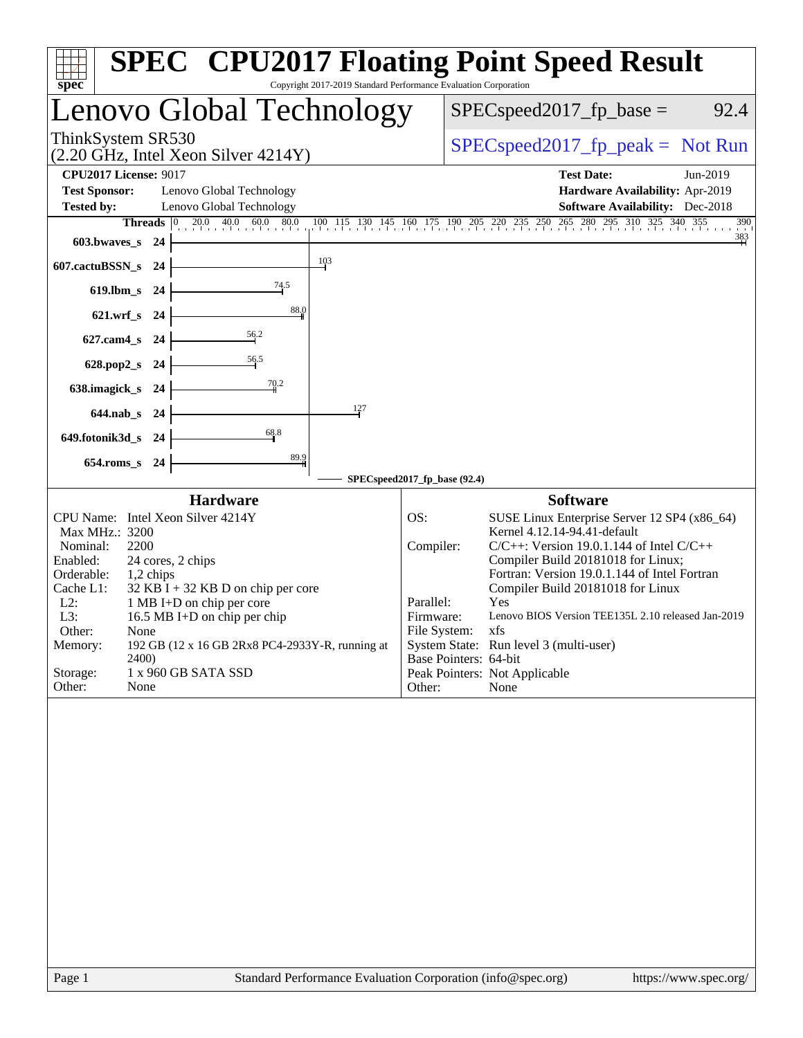# SPEC CPU2017 Floating Point Speed Result

Copyright 2017-2019 Standard Performance Evaluation Corporation

## Lenovo Global Technology

ThinkSystem SR530
(2.20 GHz, Intel Xeon Silver 4214Y)

SPECspeed2017_fp_base = 92.4

SPECspeed2017_fp_peak = Not Run

**CPU2017 License:** 9017
**Test Sponsor:** Lenovo Global Technology
**Tested by:** Lenovo Global Technology

**Test Date:** Jun-2019
**Hardware Availability:** Apr-2019
**Software Availability:** Dec-2018

| Benchmark | Threads | Base |
|---|---|---|
| 603.bwaves_s | 24 | 383 |
| 607.cactuBSSN_s | 24 | 103 |
| 619.lbm_s | 24 | 74.5 |
| 621.wrf_s | 24 | 88.0 |
| 627.cam4_s | 24 | 56.2 |
| 628.pop2_s | 24 | 56.5 |
| 638.imagick_s | 24 | 70.2 |
| 644.nab_s | 24 | 127 |
| 649.fotonik3d_s | 24 | 68.8 |
| 654.roms_s | 24 | 89.9 |

SPECspeed2017_fp_base (92.4)

### Hardware

| | |
|---|---|
| CPU Name: | Intel Xeon Silver 4214Y |
| Max MHz.: | 3200 |
| Nominal: | 2200 |
| Enabled: | 24 cores, 2 chips |
| Orderable: | 1,2 chips |
| Cache L1: | 32 KB I + 32 KB D on chip per core |
| L2: | 1 MB I+D on chip per core |
| L3: | 16.5 MB I+D on chip per chip |
| Other: | None |
| Memory: | 192 GB (12 x 16 GB 2Rx8 PC4-2933Y-R, running at 2400) |
| Storage: | 1 x 960 GB SATA SSD |
| Other: | None |

### Software

| | |
|---|---|
| OS: | SUSE Linux Enterprise Server 12 SP4 (x86_64) Kernel 4.12.14-94.41-default |
| Compiler: | C/C++: Version 19.0.1.144 of Intel C/C++ Compiler Build 20181018 for Linux; Fortran: Version 19.0.1.144 of Intel Fortran Compiler Build 20181018 for Linux |
| Parallel: | Yes |
| Firmware: | Lenovo BIOS Version TEE135L 2.10 released Jan-2019 |
| File System: | xfs |
| System State: | Run level 3 (multi-user) |
| Base Pointers: | 64-bit |
| Peak Pointers: | Not Applicable |
| Other: | None |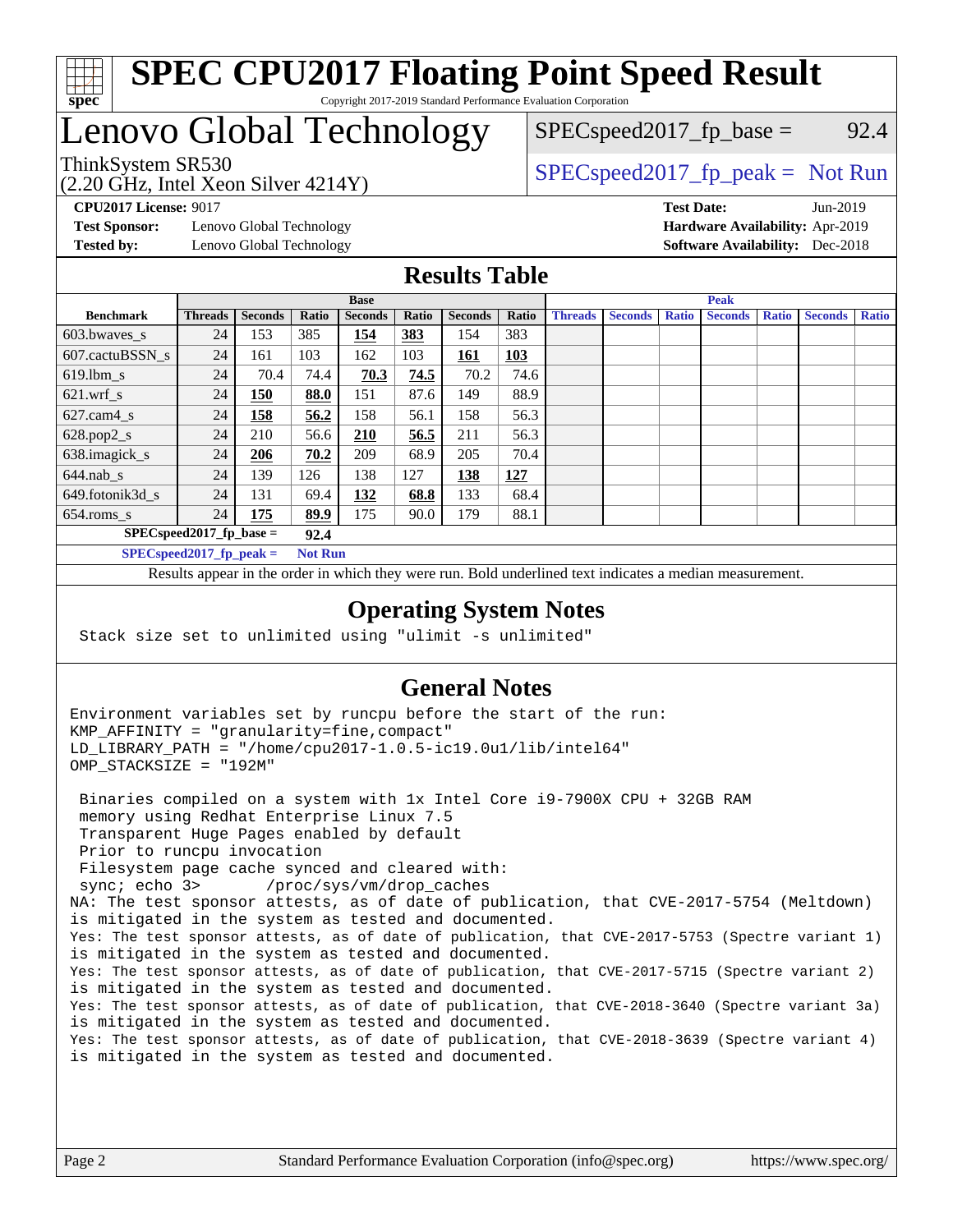# SPEC CPU2017 Floating Point Speed Result

Copyright 2017-2019 Standard Performance Evaluation Corporation

# Lenovo Global Technology

ThinkSystem SR530
(2.20 GHz, Intel Xeon Silver 4214Y)

SPECspeed2017_fp_base = 92.4

SPECspeed2017_fp_peak = Not Run

**CPU2017 License:** 9017
**Test Sponsor:** Lenovo Global Technology
**Tested by:** Lenovo Global Technology

**Test Date:** Jun-2019
**Hardware Availability:** Apr-2019
**Software Availability:** Dec-2018

## Results Table

| Benchmark | Base | | | | | | | Peak | | | | | | |
|---|---|---|---|---|---|---|---|---|---|---|---|---|---|---|
| | Threads | Seconds | Ratio | Seconds | Ratio | Seconds | Ratio | Threads | Seconds | Ratio | Seconds | Ratio | Seconds | Ratio |
| 603.bwaves_s | 24 | 153 | 385 | **154** | **383** | 154 | 383 | | | | | | | |
| 607.cactuBSSN_s | 24 | 161 | 103 | 162 | 103 | **161** | **103** | | | | | | | |
| 619.lbm_s | 24 | 70.4 | 74.4 | **70.3** | **74.5** | 70.2 | 74.6 | | | | | | | |
| 621.wrf_s | 24 | **150** | **88.0** | 151 | 87.6 | 149 | 88.9 | | | | | | | |
| 627.cam4_s | 24 | **158** | **56.2** | 158 | 56.1 | 158 | 56.3 | | | | | | | |
| 628.pop2_s | 24 | 210 | 56.6 | **210** | **56.5** | 211 | 56.3 | | | | | | | |
| 638.imagick_s | 24 | **206** | **70.2** | 209 | 68.9 | 205 | 70.4 | | | | | | | |
| 644.nab_s | 24 | 139 | 126 | 138 | 127 | **138** | **127** | | | | | | | |
| 649.fotonik3d_s | 24 | 131 | 69.4 | **132** | **68.8** | 133 | 68.4 | | | | | | | |
| 654.roms_s | 24 | **175** | **89.9** | 175 | 90.0 | 179 | 88.1 | | | | | | | |

**SPECspeed2017_fp_base = 92.4**

**SPECspeed2017_fp_peak = Not Run**

Results appear in the order in which they were run. Bold underlined text indicates a median measurement.

## Operating System Notes

```
Stack size set to unlimited using "ulimit -s unlimited"
```

## General Notes

```
Environment variables set by runcpu before the start of the run:
KMP_AFFINITY = "granularity=fine,compact"
LD_LIBRARY_PATH = "/home/cpu2017-1.0.5-ic19.0u1/lib/intel64"
OMP_STACKSIZE = "192M"

 Binaries compiled on a system with 1x Intel Core i9-7900X CPU + 32GB RAM
 memory using Redhat Enterprise Linux 7.5
 Transparent Huge Pages enabled by default
 Prior to runcpu invocation
 Filesystem page cache synced and cleared with:
 sync; echo 3>       /proc/sys/vm/drop_caches
NA: The test sponsor attests, as of date of publication, that CVE-2017-5754 (Meltdown)
is mitigated in the system as tested and documented.
Yes: The test sponsor attests, as of date of publication, that CVE-2017-5753 (Spectre variant 1)
is mitigated in the system as tested and documented.
Yes: The test sponsor attests, as of date of publication, that CVE-2017-5715 (Spectre variant 2)
is mitigated in the system as tested and documented.
Yes: The test sponsor attests, as of date of publication, that CVE-2018-3640 (Spectre variant 3a)
is mitigated in the system as tested and documented.
Yes: The test sponsor attests, as of date of publication, that CVE-2018-3639 (Spectre variant 4)
is mitigated in the system as tested and documented.
```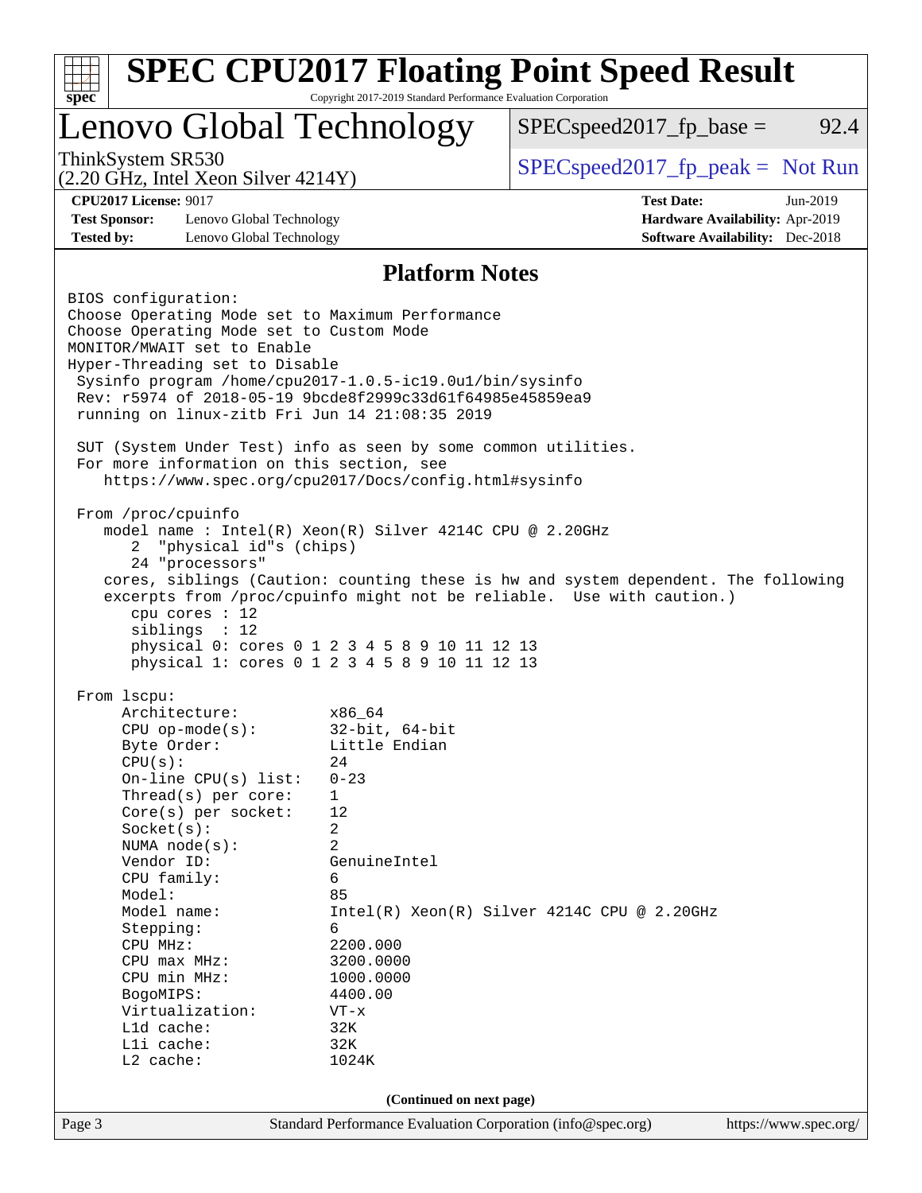# Lenovo Global Technology

ThinkSystem SR530
(2.20 GHz, Intel Xeon Silver 4214Y)

SPECspeed2017_fp_base = 92.4

SPECspeed2017_fp_peak = Not Run

**CPU2017 License:** 9017
**Test Sponsor:** Lenovo Global Technology
**Tested by:** Lenovo Global Technology

**Test Date:** Jun-2019
**Hardware Availability:** Apr-2019
**Software Availability:** Dec-2018

## Platform Notes

```
BIOS configuration:
Choose Operating Mode set to Maximum Performance
Choose Operating Mode set to Custom Mode
MONITOR/MWAIT set to Enable
Hyper-Threading set to Disable
 Sysinfo program /home/cpu2017-1.0.5-ic19.0u1/bin/sysinfo
 Rev: r5974 of 2018-05-19 9bcde8f2999c33d61f64985e45859ea9
 running on linux-zitb Fri Jun 14 21:08:35 2019

 SUT (System Under Test) info as seen by some common utilities.
 For more information on this section, see
    https://www.spec.org/cpu2017/Docs/config.html#sysinfo

 From /proc/cpuinfo
    model name : Intel(R) Xeon(R) Silver 4214C CPU @ 2.20GHz
       2  "physical id"s (chips)
       24 "processors"
    cores, siblings (Caution: counting these is hw and system dependent. The following
    excerpts from /proc/cpuinfo might not be reliable.  Use with caution.)
       cpu cores : 12
       siblings  : 12
       physical 0: cores 0 1 2 3 4 5 8 9 10 11 12 13
       physical 1: cores 0 1 2 3 4 5 8 9 10 11 12 13

 From lscpu:
      Architecture:          x86_64
      CPU op-mode(s):        32-bit, 64-bit
      Byte Order:            Little Endian
      CPU(s):                24
      On-line CPU(s) list:   0-23
      Thread(s) per core:    1
      Core(s) per socket:    12
      Socket(s):             2
      NUMA node(s):          2
      Vendor ID:             GenuineIntel
      CPU family:            6
      Model:                 85
      Model name:            Intel(R) Xeon(R) Silver 4214C CPU @ 2.20GHz
      Stepping:              6
      CPU MHz:               2200.000
      CPU max MHz:           3200.0000
      CPU min MHz:           1000.0000
      BogoMIPS:              4400.00
      Virtualization:        VT-x
      L1d cache:             32K
      L1i cache:             32K
      L2 cache:              1024K
```

**(Continued on next page)**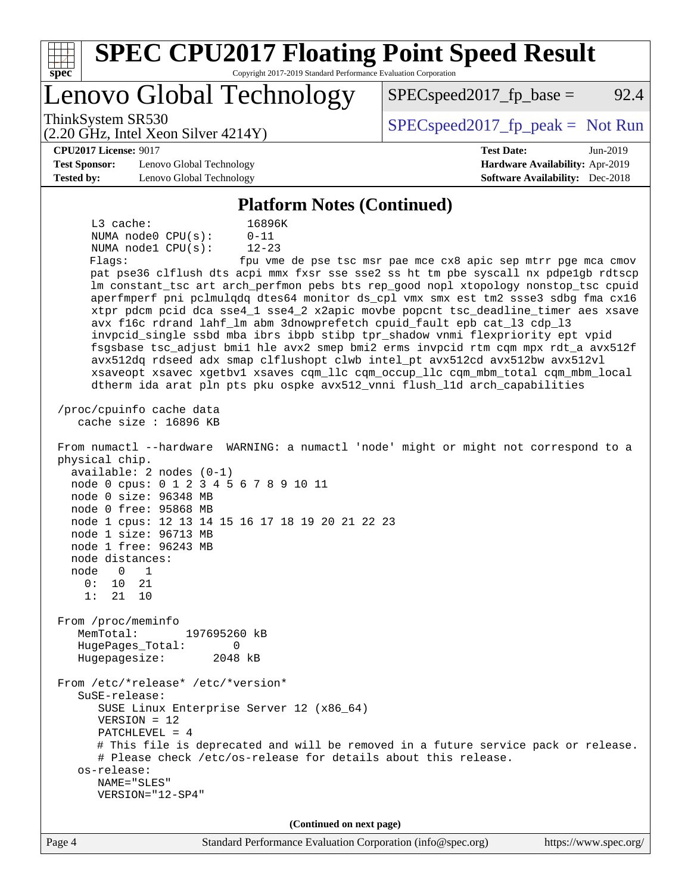## Platform Notes (Continued)

```
     L3 cache:              16896K
     NUMA node0 CPU(s):     0-11
     NUMA node1 CPU(s):     12-23
     Flags:                 fpu vme de pse tsc msr pae mce cx8 apic sep mtrr pge mca cmov
     pat pse36 clflush dts acpi mmx fxsr sse sse2 ss ht tm pbe syscall nx pdpe1gb rdtscp
     lm constant_tsc art arch_perfmon pebs bts rep_good nopl xtopology nonstop_tsc cpuid
     aperfmperf pni pclmulqdq dtes64 monitor ds_cpl vmx smx est tm2 ssse3 sdbg fma cx16
     xtpr pdcm pcid dca sse4_1 sse4_2 x2apic movbe popcnt tsc_deadline_timer aes xsave
     avx f16c rdrand lahf_lm abm 3dnowprefetch cpuid_fault epb cat_l3 cdp_l3
     invpcid_single ssbd mba ibrs ibpb stibp tpr_shadow vnmi flexpriority ept vpid
     fsgsbase tsc_adjust bmi1 hle avx2 smep bmi2 erms invpcid rtm cqm mpx rdt_a avx512f
     avx512dq rdseed adx smap clflushopt clwb intel_pt avx512cd avx512bw avx512vl
     xsaveopt xsavec xgetbv1 xsaves cqm_llc cqm_occup_llc cqm_mbm_total cqm_mbm_local
     dtherm ida arat pln pts pku ospke avx512_vnni flush_l1d arch_capabilities

 /proc/cpuinfo cache data
    cache size : 16896 KB

 From numactl --hardware  WARNING: a numactl 'node' might or might not correspond to a
 physical chip.
   available: 2 nodes (0-1)
   node 0 cpus: 0 1 2 3 4 5 6 7 8 9 10 11
   node 0 size: 96348 MB
   node 0 free: 95868 MB
   node 1 cpus: 12 13 14 15 16 17 18 19 20 21 22 23
   node 1 size: 96713 MB
   node 1 free: 96243 MB
   node distances:
   node   0   1
     0:  10  21
     1:  21  10

 From /proc/meminfo
    MemTotal:       197695260 kB
    HugePages_Total:       0
    Hugepagesize:       2048 kB

 From /etc/*release* /etc/*version*
    SuSE-release:
       SUSE Linux Enterprise Server 12 (x86_64)
       VERSION = 12
       PATCHLEVEL = 4
       # This file is deprecated and will be removed in a future service pack or release.
       # Please check /etc/os-release for details about this release.
    os-release:
       NAME="SLES"
       VERSION="12-SP4"
```

(Continued on next page)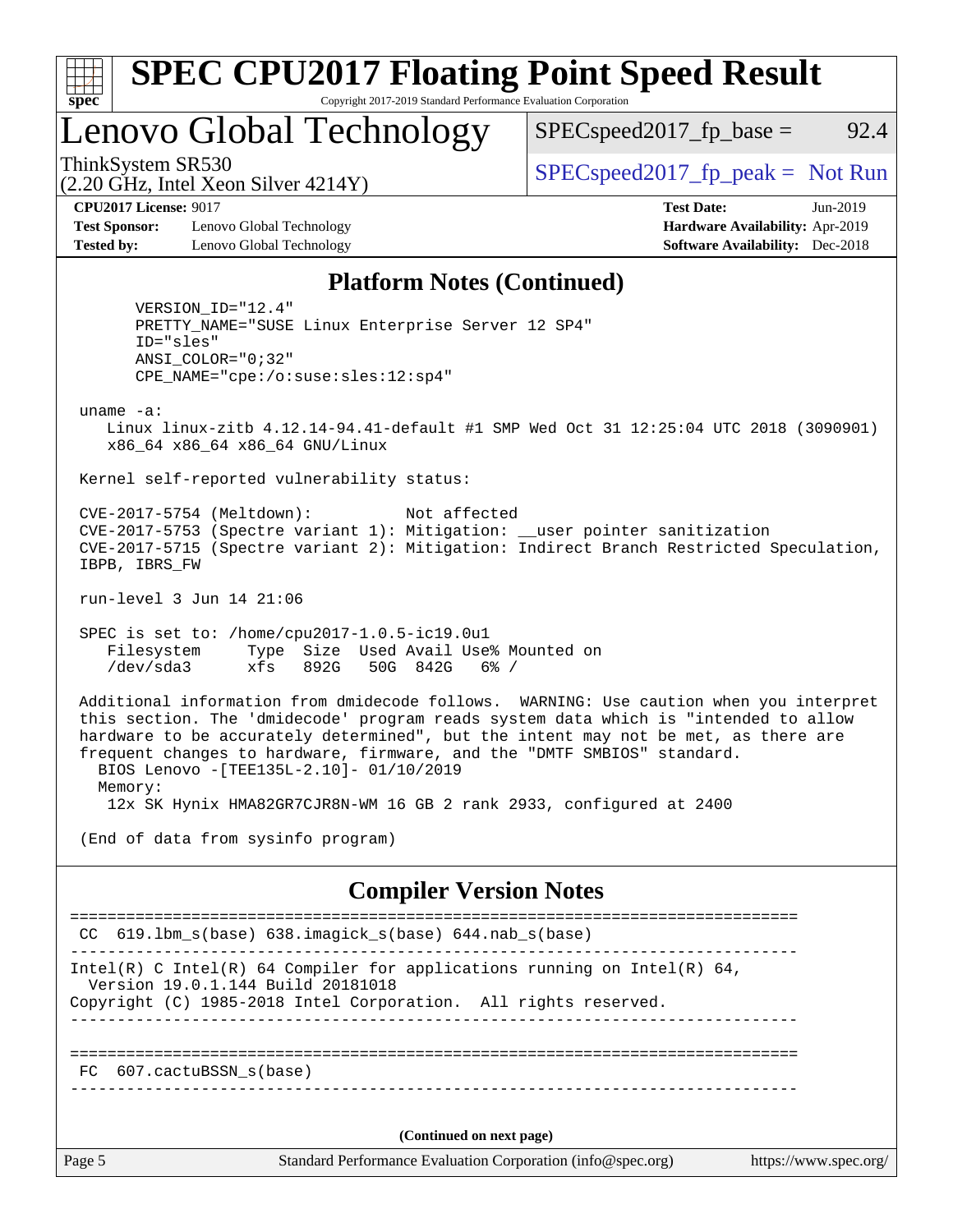## Platform Notes (Continued)

```
      VERSION_ID="12.4"
      PRETTY_NAME="SUSE Linux Enterprise Server 12 SP4"
      ID="sles"
      ANSI_COLOR="0;32"
      CPE_NAME="cpe:/o:suse:sles:12:sp4"

 uname -a:
    Linux linux-zitb 4.12.14-94.41-default #1 SMP Wed Oct 31 12:25:04 UTC 2018 (3090901)
    x86_64 x86_64 x86_64 GNU/Linux

 Kernel self-reported vulnerability status:

 CVE-2017-5754 (Meltdown):          Not affected
 CVE-2017-5753 (Spectre variant 1): Mitigation: __user pointer sanitization
 CVE-2017-5715 (Spectre variant 2): Mitigation: Indirect Branch Restricted Speculation,
 IBPB, IBRS_FW

 run-level 3 Jun 14 21:06

 SPEC is set to: /home/cpu2017-1.0.5-ic19.0u1
    Filesystem     Type  Size  Used Avail Use% Mounted on
    /dev/sda3      xfs   892G   50G  842G   6% /

 Additional information from dmidecode follows.  WARNING: Use caution when you interpret
 this section. The 'dmidecode' program reads system data which is "intended to allow
 hardware to be accurately determined", but the intent may not be met, as there are
 frequent changes to hardware, firmware, and the "DMTF SMBIOS" standard.
   BIOS Lenovo -[TEE135L-2.10]- 01/10/2019
   Memory:
    12x SK Hynix HMA82GR7CJR8N-WM 16 GB 2 rank 2933, configured at 2400

 (End of data from sysinfo program)
```

## Compiler Version Notes

```
==============================================================================
 CC  619.lbm_s(base) 638.imagick_s(base) 644.nab_s(base)
------------------------------------------------------------------------------
Intel(R) C Intel(R) 64 Compiler for applications running on Intel(R) 64,
  Version 19.0.1.144 Build 20181018
Copyright (C) 1985-2018 Intel Corporation.  All rights reserved.
------------------------------------------------------------------------------

==============================================================================
 FC  607.cactuBSSN_s(base)
------------------------------------------------------------------------------
```

(Continued on next page)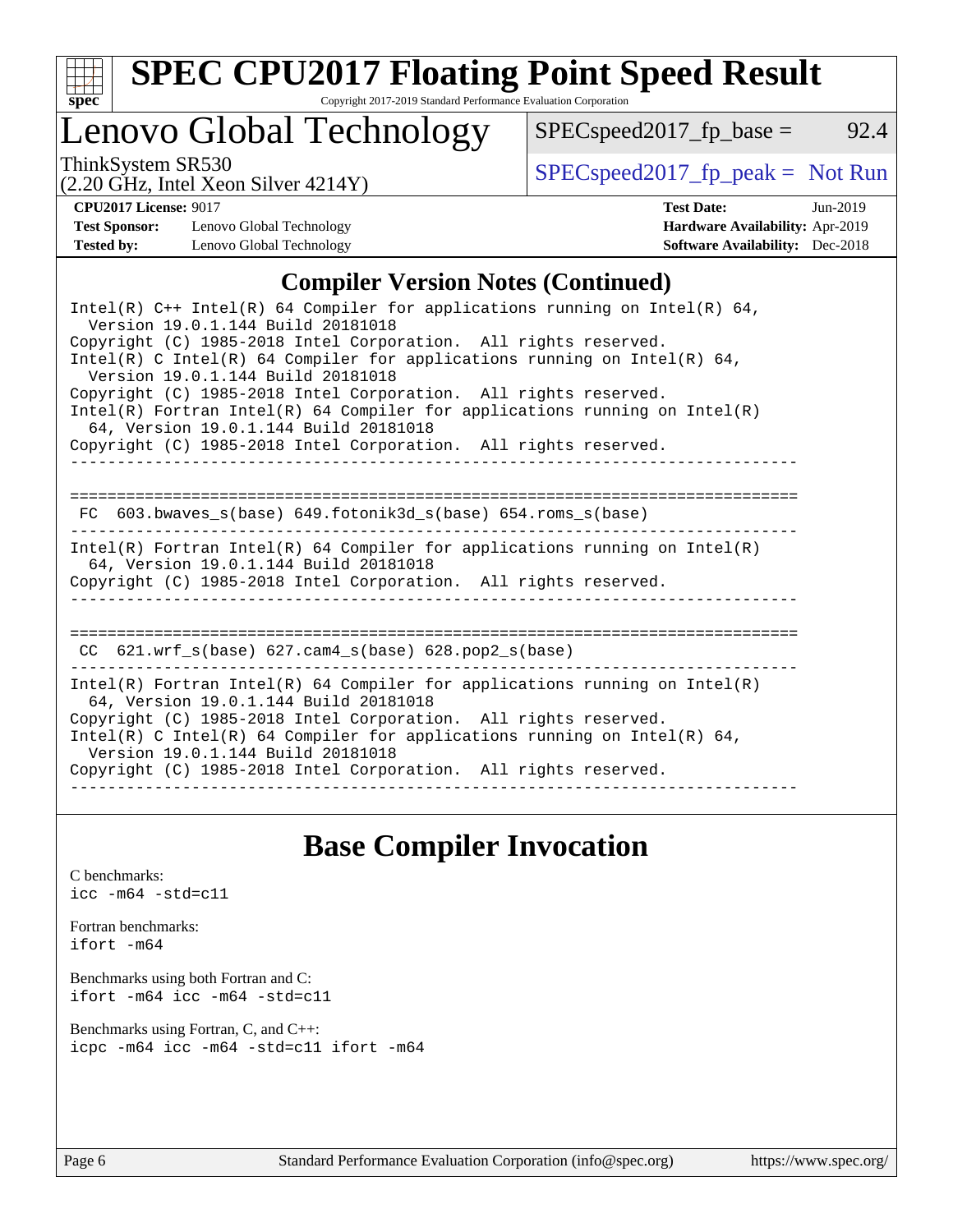## Compiler Version Notes (Continued)

```
Intel(R) C++ Intel(R) 64 Compiler for applications running on Intel(R) 64,
  Version 19.0.1.144 Build 20181018
Copyright (C) 1985-2018 Intel Corporation.  All rights reserved.
Intel(R) C Intel(R) 64 Compiler for applications running on Intel(R) 64,
  Version 19.0.1.144 Build 20181018
Copyright (C) 1985-2018 Intel Corporation.  All rights reserved.
Intel(R) Fortran Intel(R) 64 Compiler for applications running on Intel(R)
  64, Version 19.0.1.144 Build 20181018
Copyright (C) 1985-2018 Intel Corporation.  All rights reserved.
------------------------------------------------------------------------------

==============================================================================
 FC  603.bwaves_s(base) 649.fotonik3d_s(base) 654.roms_s(base)
------------------------------------------------------------------------------
Intel(R) Fortran Intel(R) 64 Compiler for applications running on Intel(R)
  64, Version 19.0.1.144 Build 20181018
Copyright (C) 1985-2018 Intel Corporation.  All rights reserved.
------------------------------------------------------------------------------

==============================================================================
 CC  621.wrf_s(base) 627.cam4_s(base) 628.pop2_s(base)
------------------------------------------------------------------------------
Intel(R) Fortran Intel(R) 64 Compiler for applications running on Intel(R)
  64, Version 19.0.1.144 Build 20181018
Copyright (C) 1985-2018 Intel Corporation.  All rights reserved.
Intel(R) C Intel(R) 64 Compiler for applications running on Intel(R) 64,
  Version 19.0.1.144 Build 20181018
Copyright (C) 1985-2018 Intel Corporation.  All rights reserved.
------------------------------------------------------------------------------
```

## Base Compiler Invocation

C benchmarks:
```
icc -m64 -std=c11
```

Fortran benchmarks:
```
ifort -m64
```

Benchmarks using both Fortran and C:
```
ifort -m64 icc -m64 -std=c11
```

Benchmarks using Fortran, C, and C++:
```
icpc -m64 icc -m64 -std=c11 ifort -m64
```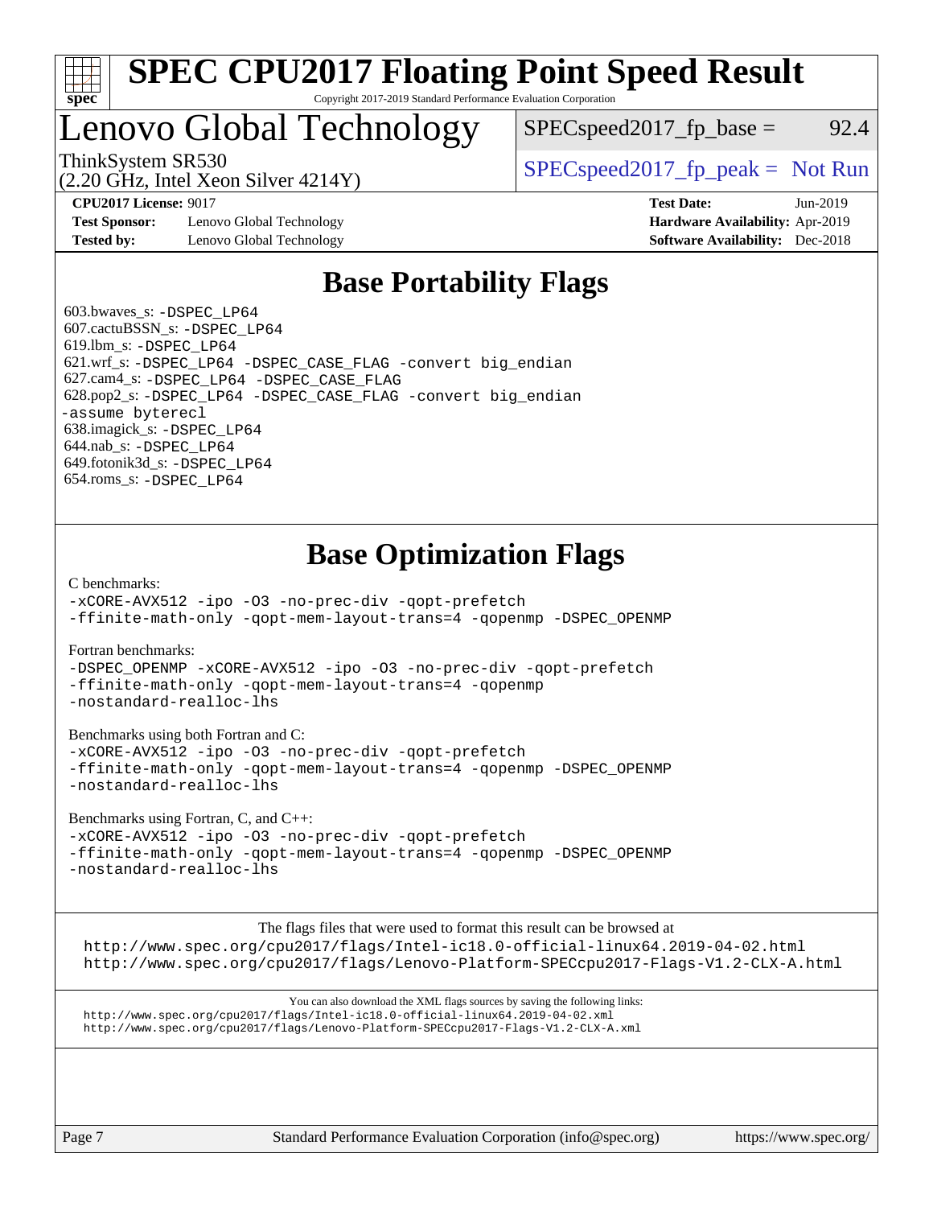# Base Portability Flags

603.bwaves_s: -DSPEC_LP64
607.cactuBSSN_s: -DSPEC_LP64
619.lbm_s: -DSPEC_LP64
621.wrf_s: -DSPEC_LP64 -DSPEC_CASE_FLAG -convert big_endian
627.cam4_s: -DSPEC_LP64 -DSPEC_CASE_FLAG
628.pop2_s: -DSPEC_LP64 -DSPEC_CASE_FLAG -convert big_endian -assume byterecl
638.imagick_s: -DSPEC_LP64
644.nab_s: -DSPEC_LP64
649.fotonik3d_s: -DSPEC_LP64
654.roms_s: -DSPEC_LP64

# Base Optimization Flags

C benchmarks:
-xCORE-AVX512 -ipo -O3 -no-prec-div -qopt-prefetch
-ffinite-math-only -qopt-mem-layout-trans=4 -qopenmp -DSPEC_OPENMP

Fortran benchmarks:
-DSPEC_OPENMP -xCORE-AVX512 -ipo -O3 -no-prec-div -qopt-prefetch
-ffinite-math-only -qopt-mem-layout-trans=4 -qopenmp
-nostandard-realloc-lhs

Benchmarks using both Fortran and C:
-xCORE-AVX512 -ipo -O3 -no-prec-div -qopt-prefetch
-ffinite-math-only -qopt-mem-layout-trans=4 -qopenmp -DSPEC_OPENMP
-nostandard-realloc-lhs

Benchmarks using Fortran, C, and C++:
-xCORE-AVX512 -ipo -O3 -no-prec-div -qopt-prefetch
-ffinite-math-only -qopt-mem-layout-trans=4 -qopenmp -DSPEC_OPENMP
-nostandard-realloc-lhs

The flags files that were used to format this result can be browsed at
http://www.spec.org/cpu2017/flags/Intel-ic18.0-official-linux64.2019-04-02.html
http://www.spec.org/cpu2017/flags/Lenovo-Platform-SPECcpu2017-Flags-V1.2-CLX-A.html

You can also download the XML flags sources by saving the following links:
http://www.spec.org/cpu2017/flags/Intel-ic18.0-official-linux64.2019-04-02.xml
http://www.spec.org/cpu2017/flags/Lenovo-Platform-SPECcpu2017-Flags-V1.2-CLX-A.xml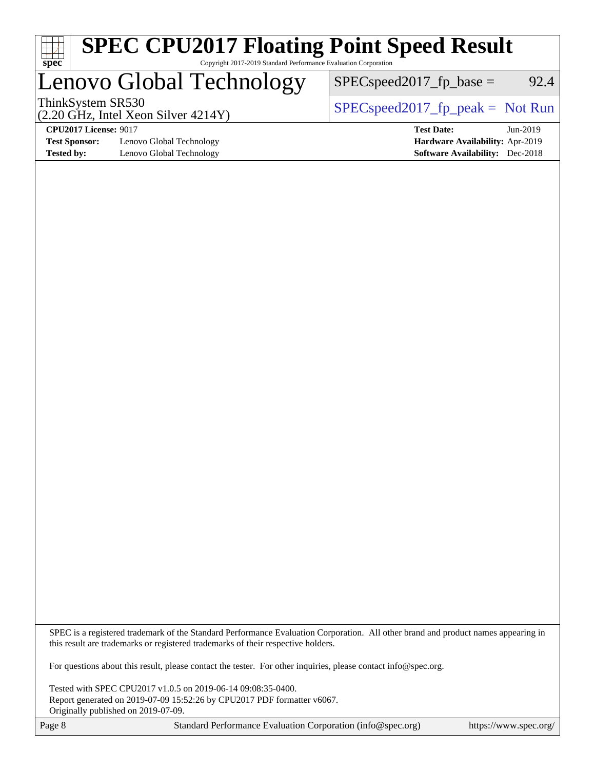SPEC is a registered trademark of the Standard Performance Evaluation Corporation. All other brand and product names appearing in this result are trademarks or registered trademarks of their respective holders.

For questions about this result, please contact the tester. For other inquiries, please contact info@spec.org.

Tested with SPEC CPU2017 v1.0.5 on 2019-06-14 09:08:35-0400.
Report generated on 2019-07-09 15:52:26 by CPU2017 PDF formatter v6067.
Originally published on 2019-07-09.